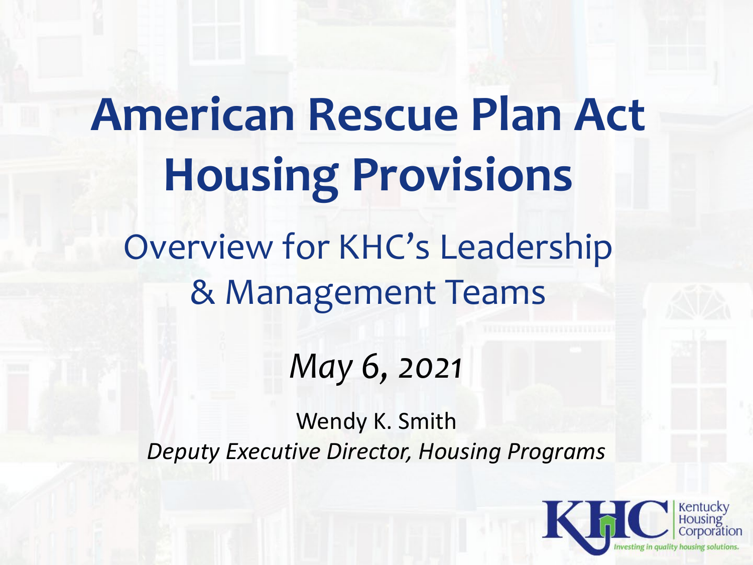# American Rescue Plan Act Housing Provisions

## Overview for KHC's Leadership & Management Teams

*May 6, 2021*

Wendy K. Smith
*Deputy Executive Director, Housing Programs*

Kentucky Housing Corporation
*Investing in quality housing solutions.*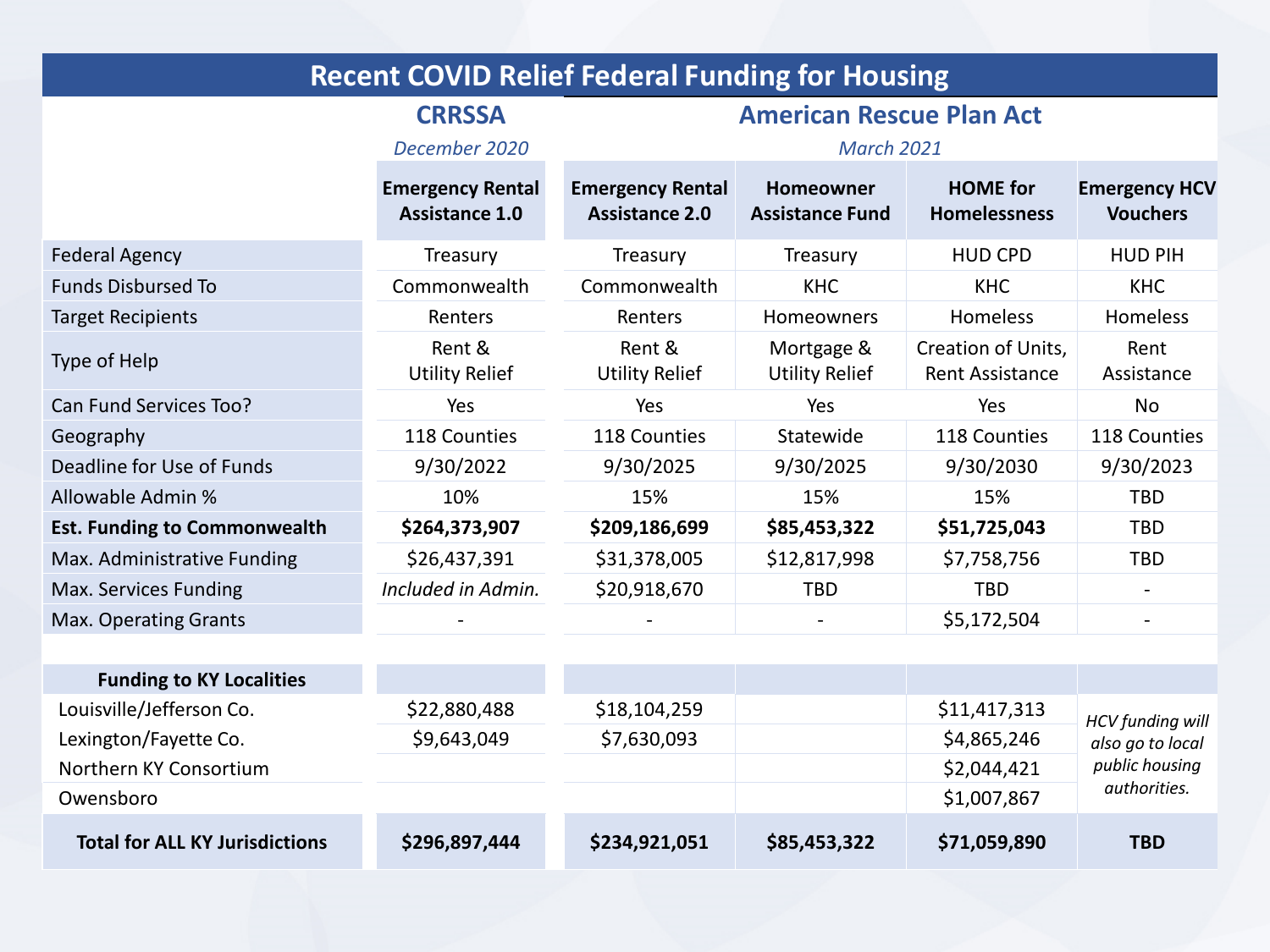# Recent COVID Relief Federal Funding for Housing

| | CRRSSA<br>*December 2020* | American Rescue Plan Act<br>*March 2021* | | | |
|---|---|---|---|---|---|
| | **Emergency Rental Assistance 1.0** | **Emergency Rental Assistance 2.0** | **Homeowner Assistance Fund** | **HOME for Homelessness** | **Emergency HCV Vouchers** |
| Federal Agency | Treasury | Treasury | Treasury | HUD CPD | HUD PIH |
| Funds Disbursed To | Commonwealth | Commonwealth | KHC | KHC | KHC |
| Target Recipients | Renters | Renters | Homeowners | Homeless | Homeless |
| Type of Help | Rent & Utility Relief | Rent & Utility Relief | Mortgage & Utility Relief | Creation of Units, Rent Assistance | Rent Assistance |
| Can Fund Services Too? | Yes | Yes | Yes | Yes | No |
| Geography | 118 Counties | 118 Counties | Statewide | 118 Counties | 118 Counties |
| Deadline for Use of Funds | 9/30/2022 | 9/30/2025 | 9/30/2025 | 9/30/2030 | 9/30/2023 |
| Allowable Admin % | 10% | 15% | 15% | 15% | TBD |
| **Est. Funding to Commonwealth** | **$264,373,907** | **$209,186,699** | **$85,453,322** | **$51,725,043** | TBD |
| Max. Administrative Funding | $26,437,391 | $31,378,005 | $12,817,998 | $7,758,756 | TBD |
| Max. Services Funding | *Included in Admin.* | $20,918,670 | TBD | TBD | - |
| Max. Operating Grants | - | - | - | $5,172,504 | - |
| **Funding to KY Localities** | | | | | |
| Louisville/Jefferson Co. | $22,880,488 | $18,104,259 | | $11,417,313 | *HCV funding will also go to local public housing authorities.* |
| Lexington/Fayette Co. | $9,643,049 | $7,630,093 | | $4,865,246 | |
| Northern KY Consortium | | | | $2,044,421 | |
| Owensboro | | | | $1,007,867 | |
| **Total for ALL KY Jurisdictions** | **$296,897,444** | **$234,921,051** | **$85,453,322** | **$71,059,890** | **TBD** |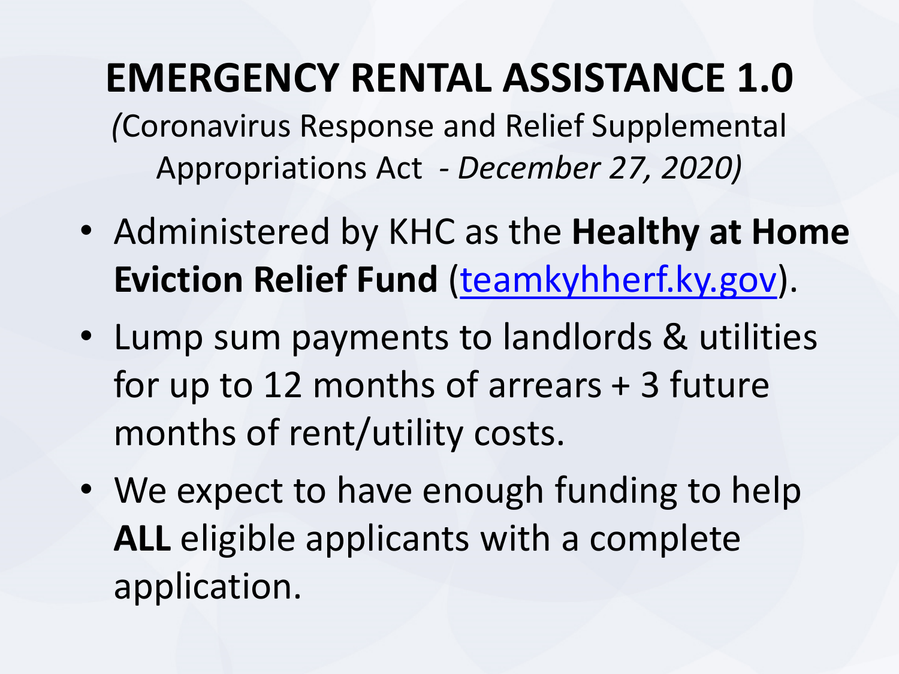# EMERGENCY RENTAL ASSISTANCE 1.0

*(*Coronavirus Response and Relief Supplemental Appropriations Act - *December 27, 2020)*

- Administered by KHC as the **Healthy at Home Eviction Relief Fund** ([teamkyhherf.ky.gov](teamkyhherf.ky.gov)).
- Lump sum payments to landlords & utilities for up to 12 months of arrears + 3 future months of rent/utility costs.
- We expect to have enough funding to help **ALL** eligible applicants with a complete application.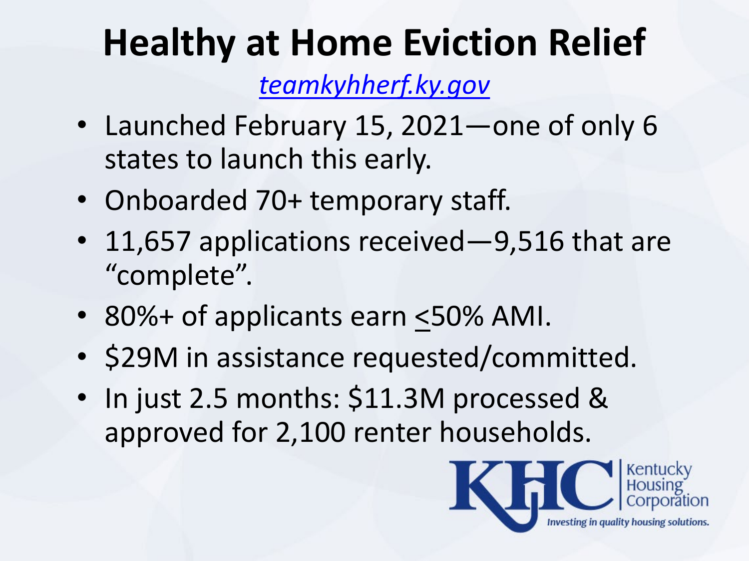# Healthy at Home Eviction Relief

*teamkyhherf.ky.gov*

- Launched February 15, 2021—one of only 6 states to launch this early.
- Onboarded 70+ temporary staff.
- 11,657 applications received—9,516 that are "complete".
- 80%+ of applicants earn $\leq$50% AMI.
- $29M in assistance requested/committed.
- In just 2.5 months: $11.3M processed & approved for 2,100 renter households.

KHC Kentucky Housing Corporation

*Investing in quality housing solutions.*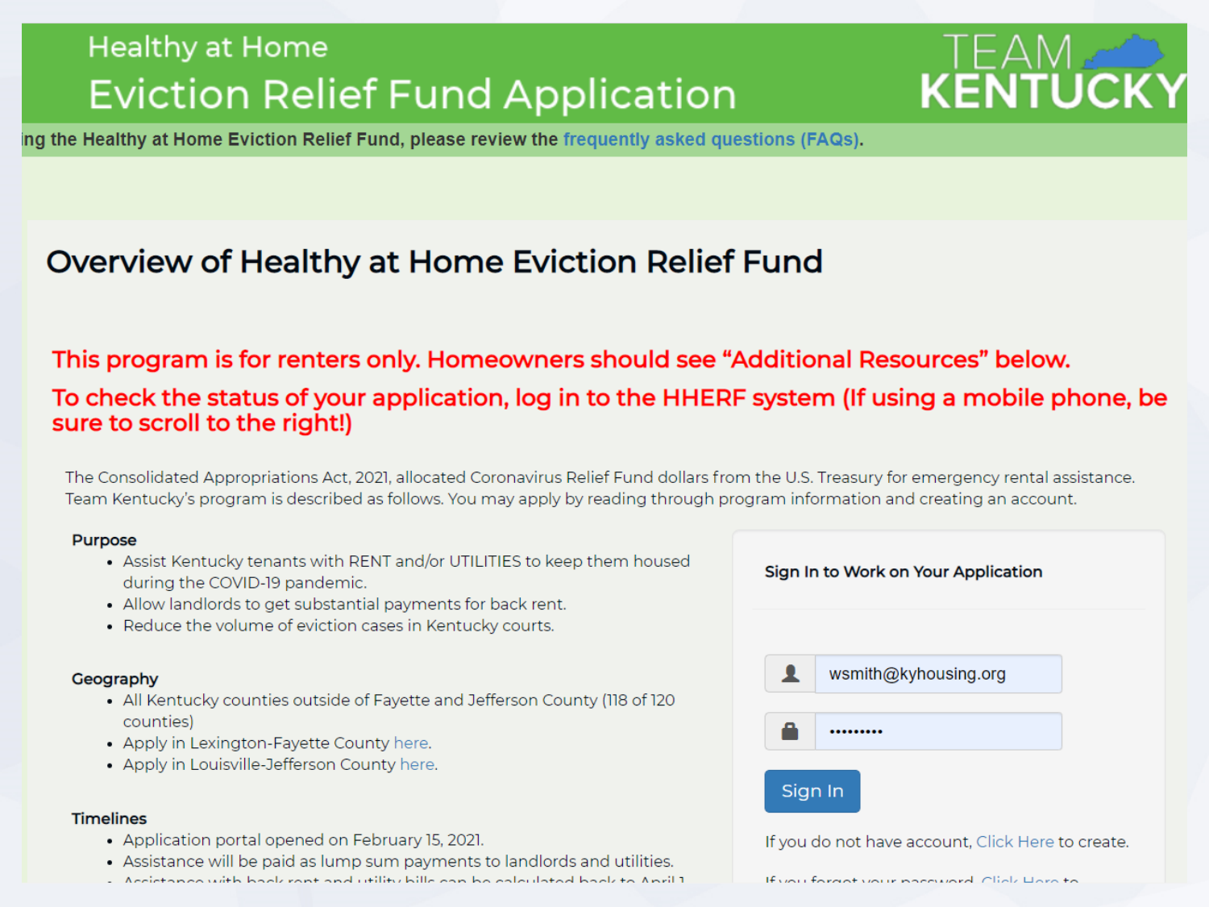# Healthy at Home

# Eviction Relief Fund Application

TEAM KENTUCKY

ing the Healthy at Home Eviction Relief Fund, please review the frequently asked questions (FAQs).

## Overview of Healthy at Home Eviction Relief Fund

**This program is for renters only. Homeowners should see "Additional Resources" below.**

**To check the status of your application, log in to the HHERF system (If using a mobile phone, be sure to scroll to the right!)**

The Consolidated Appropriations Act, 2021, allocated Coronavirus Relief Fund dollars from the U.S. Treasury for emergency rental assistance. Team Kentucky's program is described as follows. You may apply by reading through program information and creating an account.

**Purpose**

- Assist Kentucky tenants with RENT and/or UTILITIES to keep them housed during the COVID-19 pandemic.
- Allow landlords to get substantial payments for back rent.
- Reduce the volume of eviction cases in Kentucky courts.

**Geography**

- All Kentucky counties outside of Fayette and Jefferson County (118 of 120 counties)
- Apply in Lexington-Fayette County here.
- Apply in Louisville-Jefferson County here.

**Timelines**

- Application portal opened on February 15, 2021.
- Assistance will be paid as lump sum payments to landlords and utilities.
- Assistance with back rent and utility bills can be calculated back to April 1

**Sign In to Work on Your Application**

wsmith@kyhousing.org

•••••••••

Sign In

If you do not have account, Click Here to create.

If you forget your password, Click Here to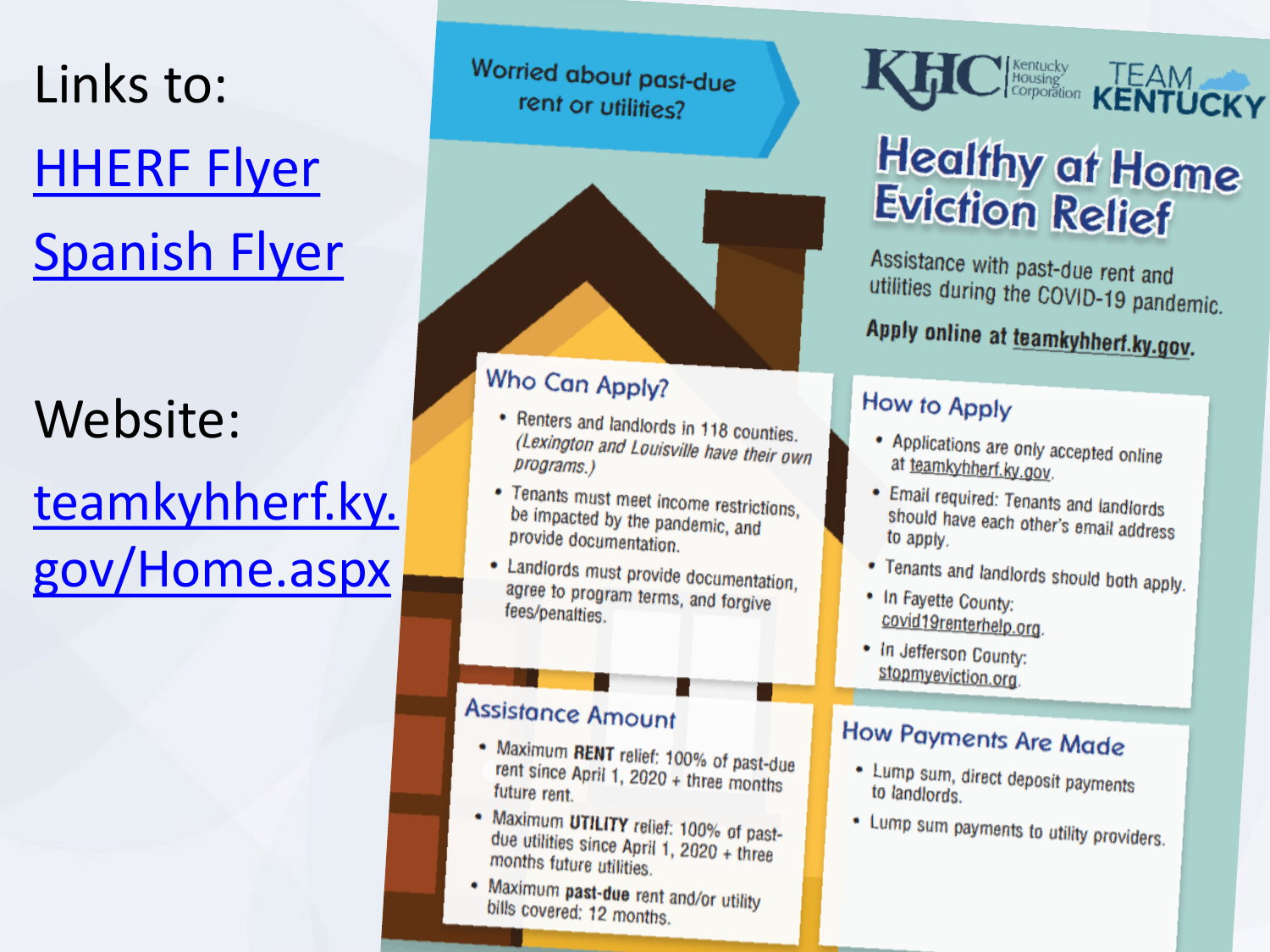Links to:

[HHERF Flyer]()

[Spanish Flyer]()

Website:

[teamkyhherf.ky.gov/Home.aspx]()

Worried about past-due rent or utilities?

KHC Kentucky Housing Corporation TEAM KENTUCKY

# Healthy at Home Eviction Relief

Assistance with past-due rent and utilities during the COVID-19 pandemic.

**Apply online at teamkyhherf.ky.gov.**

## Who Can Apply?

- Renters and landlords in 118 counties. *(Lexington and Louisville have their own programs.)*
- Tenants must meet income restrictions, be impacted by the pandemic, and provide documentation.
- Landlords must provide documentation, agree to program terms, and forgive fees/penalties.

## How to Apply

- Applications are only accepted online at teamkyhherf.ky.gov.
- Email required: Tenants and landlords should have each other's email address to apply.
- Tenants and landlords should both apply.
- In Fayette County: covid19renterhelp.org.
- In Jefferson County: stopmyeviction.org.

## Assistance Amount

- Maximum **RENT** relief: 100% of past-due rent since April 1, 2020 + three months future rent.
- Maximum **UTILITY** relief: 100% of past-due utilities since April 1, 2020 + three months future utilities.
- Maximum **past-due** rent and/or utility bills covered: 12 months.

## How Payments Are Made

- Lump sum, direct deposit payments to landlords.
- Lump sum payments to utility providers.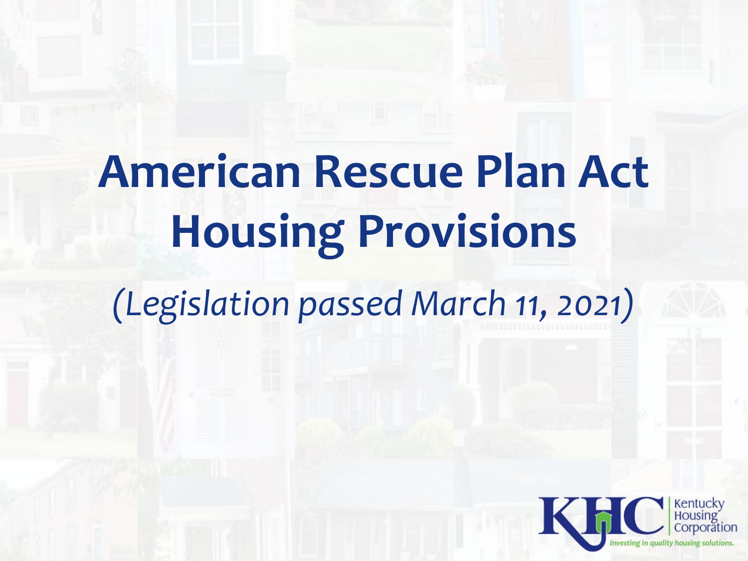# American Rescue Plan Act Housing Provisions

*(Legislation passed March 11, 2021)*

Kentucky Housing Corporation

*Investing in quality housing solutions.*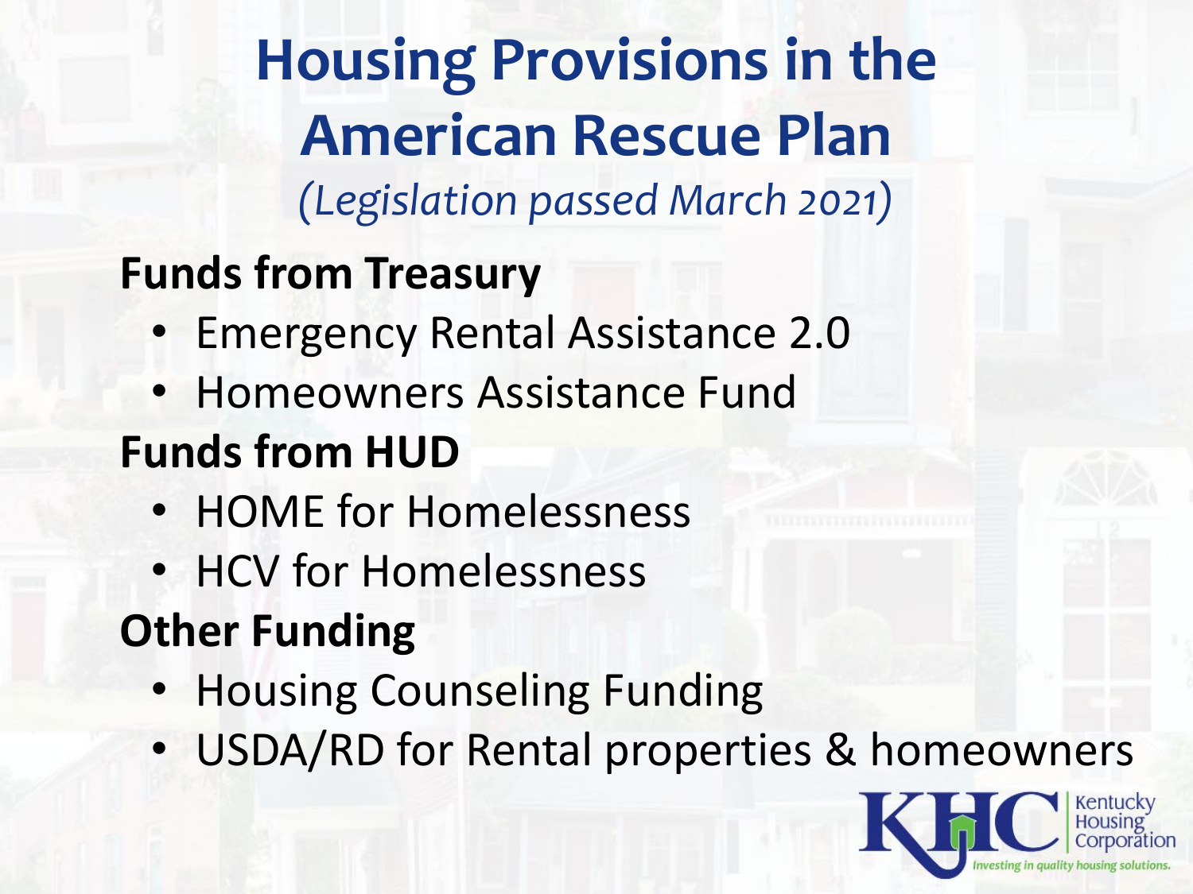# Housing Provisions in the American Rescue Plan

*(Legislation passed March 2021)*

**Funds from Treasury**

- Emergency Rental Assistance 2.0
- Homeowners Assistance Fund

**Funds from HUD**

- HOME for Homelessness
- HCV for Homelessness

**Other Funding**

- Housing Counseling Funding
- USDA/RD for Rental properties & homeowners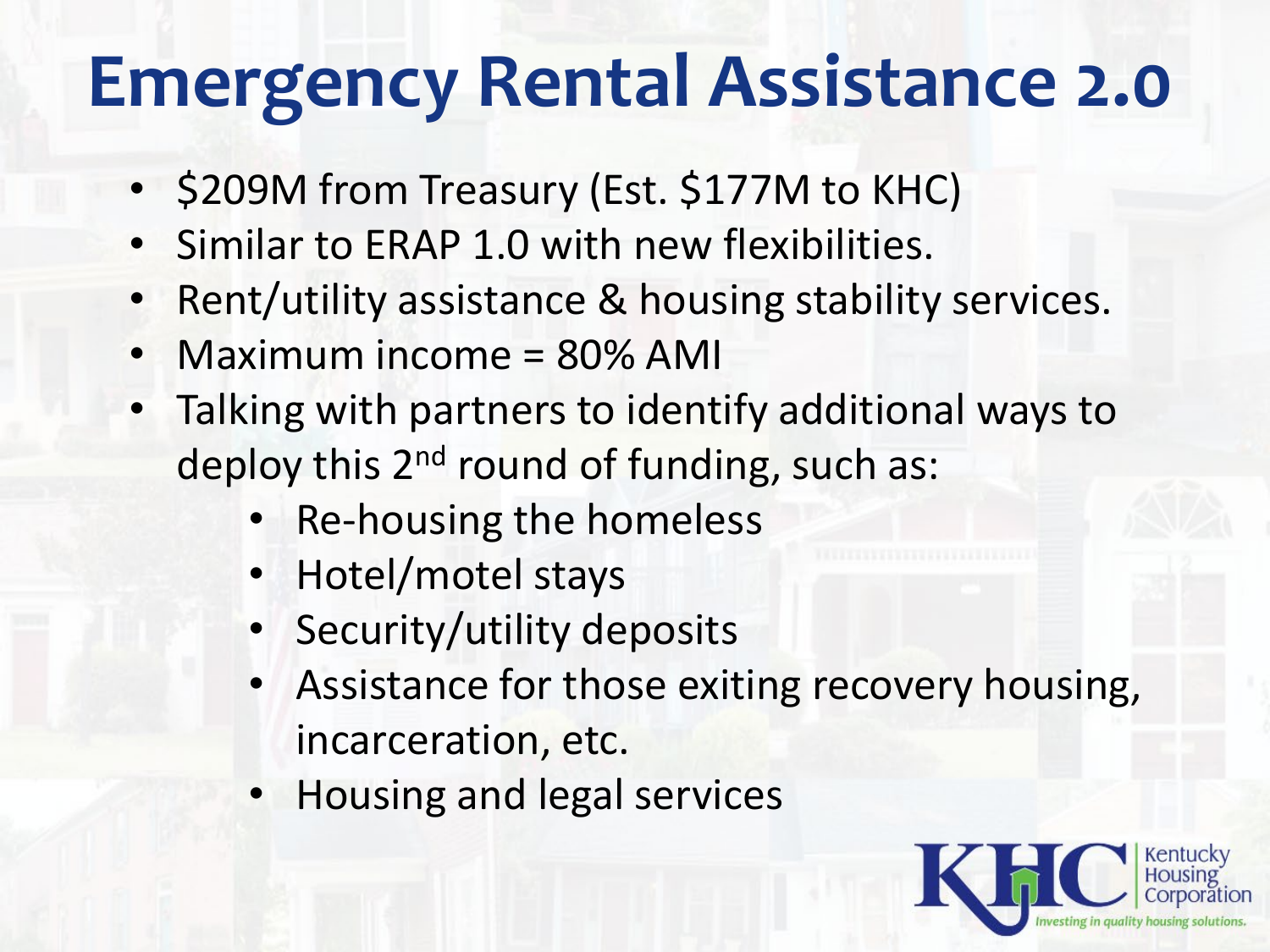# Emergency Rental Assistance 2.0

- $209M from Treasury (Est. $177M to KHC)
- Similar to ERAP 1.0 with new flexibilities.
- Rent/utility assistance & housing stability services.
- Maximum income = 80% AMI
- Talking with partners to identify additional ways to deploy this 2nd round of funding, such as:
  - Re-housing the homeless
  - Hotel/motel stays
  - Security/utility deposits
  - Assistance for those exiting recovery housing, incarceration, etc.
  - Housing and legal services

KHC Kentucky Housing Corporation

*Investing in quality housing solutions.*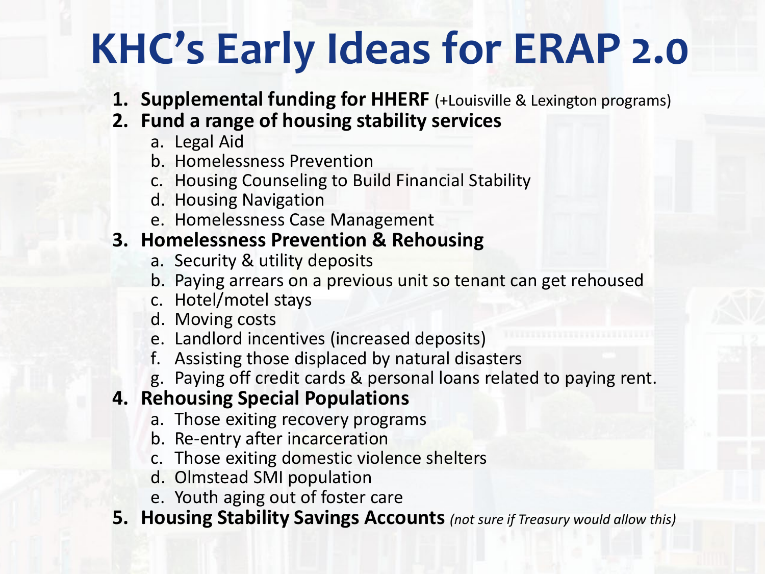# KHC's Early Ideas for ERAP 2.0

1. **Supplemental funding for HHERF** (+Louisville & Lexington programs)
2. **Fund a range of housing stability services**
    a. Legal Aid
    b. Homelessness Prevention
    c. Housing Counseling to Build Financial Stability
    d. Housing Navigation
    e. Homelessness Case Management
3. **Homelessness Prevention & Rehousing**
    a. Security & utility deposits
    b. Paying arrears on a previous unit so tenant can get rehoused
    c. Hotel/motel stays
    d. Moving costs
    e. Landlord incentives (increased deposits)
    f. Assisting those displaced by natural disasters
    g. Paying off credit cards & personal loans related to paying rent.
4. **Rehousing Special Populations**
    a. Those exiting recovery programs
    b. Re-entry after incarceration
    c. Those exiting domestic violence shelters
    d. Olmstead SMI population
    e. Youth aging out of foster care
5. **Housing Stability Savings Accounts** *(not sure if Treasury would allow this)*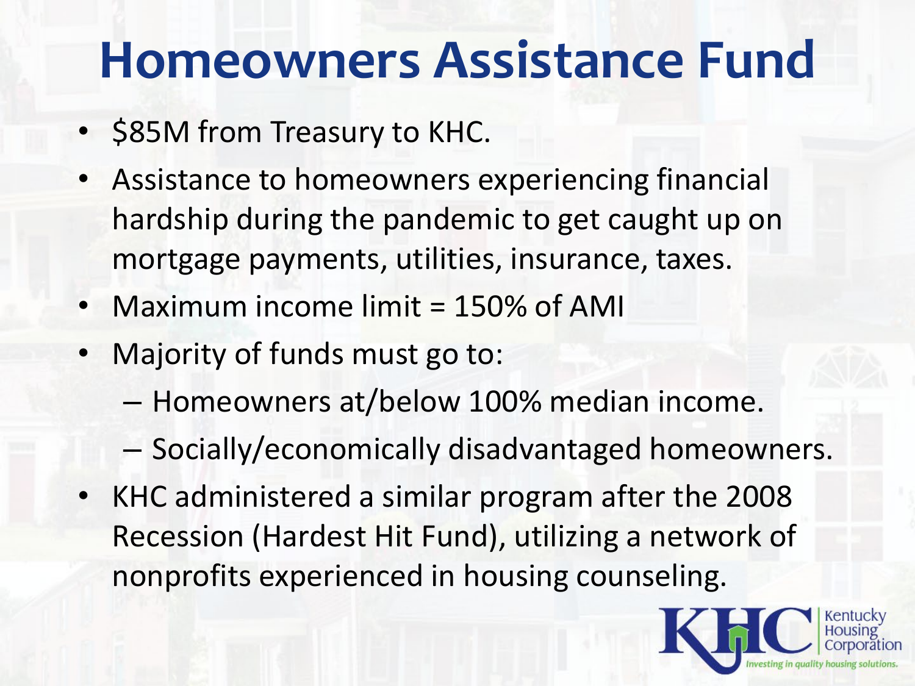# Homeowners Assistance Fund

- $85M from Treasury to KHC.
- Assistance to homeowners experiencing financial hardship during the pandemic to get caught up on mortgage payments, utilities, insurance, taxes.
- Maximum income limit = 150% of AMI
- Majority of funds must go to:
  - Homeowners at/below 100% median income.
  - Socially/economically disadvantaged homeowners.
- KHC administered a similar program after the 2008 Recession (Hardest Hit Fund), utilizing a network of nonprofits experienced in housing counseling.

KHC Kentucky Housing Corporation

*Investing in quality housing solutions.*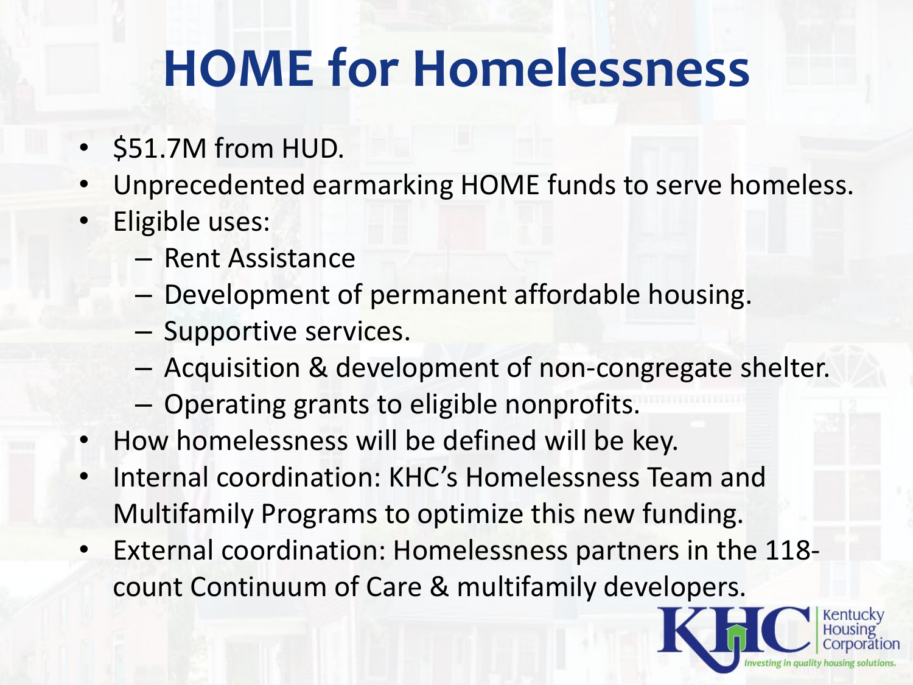# HOME for Homelessness

- $51.7M from HUD.
- Unprecedented earmarking HOME funds to serve homeless.
- Eligible uses:
  - Rent Assistance
  - Development of permanent affordable housing.
  - Supportive services.
  - Acquisition & development of non-congregate shelter.
  - Operating grants to eligible nonprofits.
- How homelessness will be defined will be key.
- Internal coordination: KHC's Homelessness Team and Multifamily Programs to optimize this new funding.
- External coordination: Homelessness partners in the 118-count Continuum of Care & multifamily developers.

KHC Kentucky Housing Corporation

*Investing in quality housing solutions.*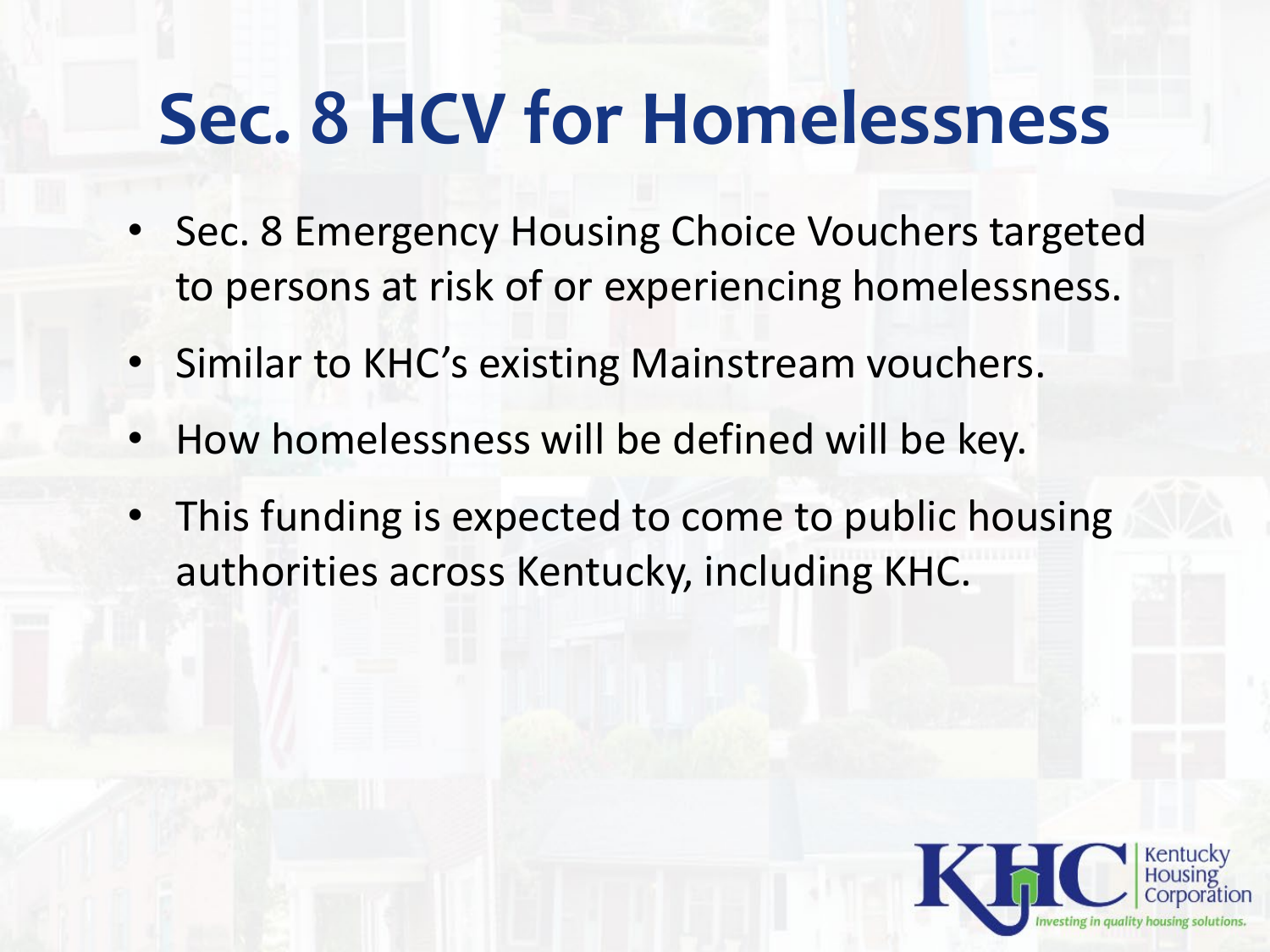# Sec. 8 HCV for Homelessness

- Sec. 8 Emergency Housing Choice Vouchers targeted to persons at risk of or experiencing homelessness.
- Similar to KHC's existing Mainstream vouchers.
- How homelessness will be defined will be key.
- This funding is expected to come to public housing authorities across Kentucky, including KHC.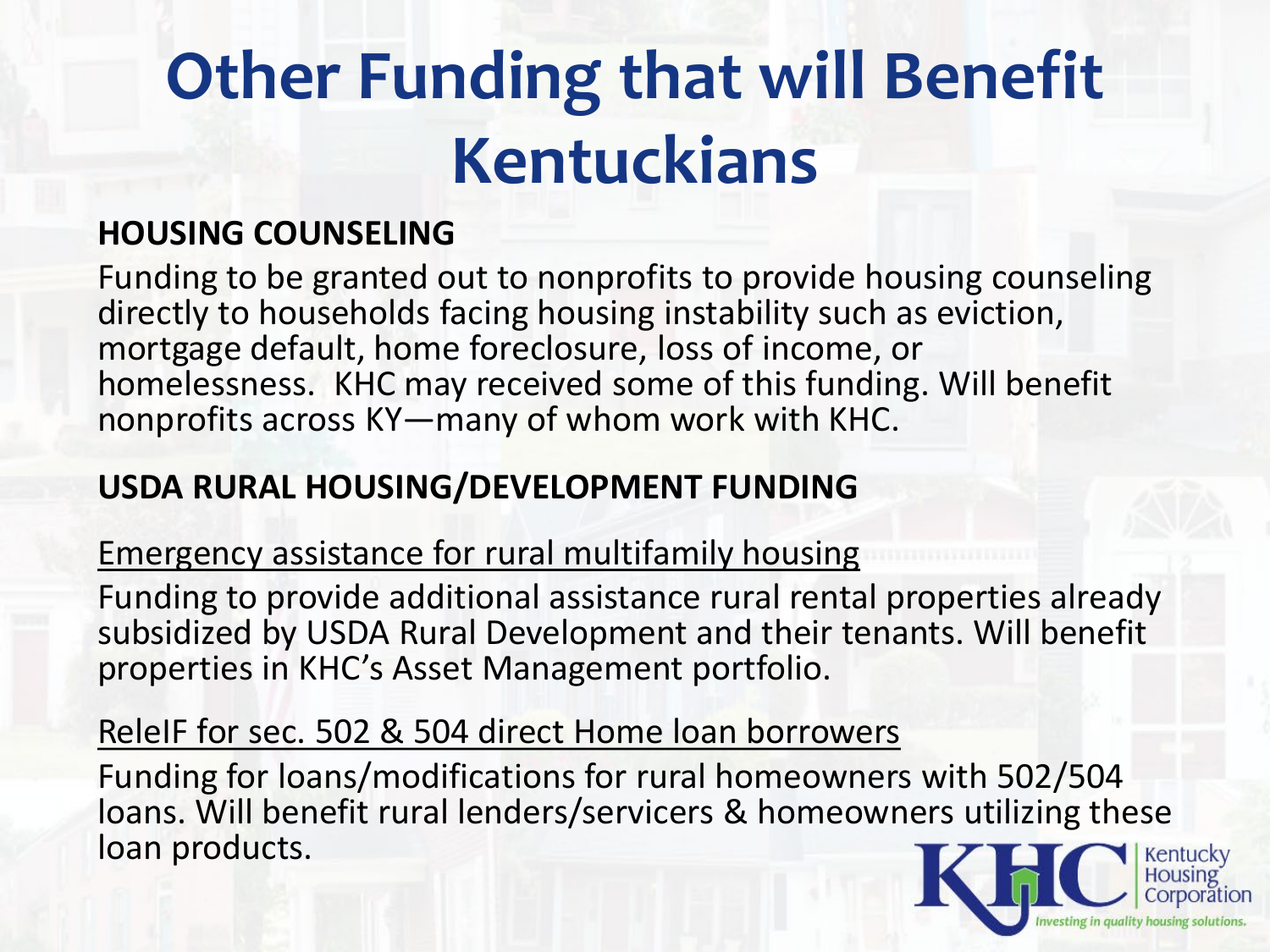# Other Funding that will Benefit Kentuckians

**HOUSING COUNSELING**

Funding to be granted out to nonprofits to provide housing counseling directly to households facing housing instability such as eviction, mortgage default, home foreclosure, loss of income, or homelessness. KHC may received some of this funding. Will benefit nonprofits across KY—many of whom work with KHC.

**USDA RURAL HOUSING/DEVELOPMENT FUNDING**

<u>Emergency assistance for rural multifamily housing</u>

Funding to provide additional assistance rural rental properties already subsidized by USDA Rural Development and their tenants. Will benefit properties in KHC's Asset Management portfolio.

<u>ReleIF for sec. 502 & 504 direct Home loan borrowers</u>

Funding for loans/modifications for rural homeowners with 502/504 loans. Will benefit rural lenders/servicers & homeowners utilizing these loan products.

KHC Kentucky Housing Corporation

*Investing in quality housing solutions.*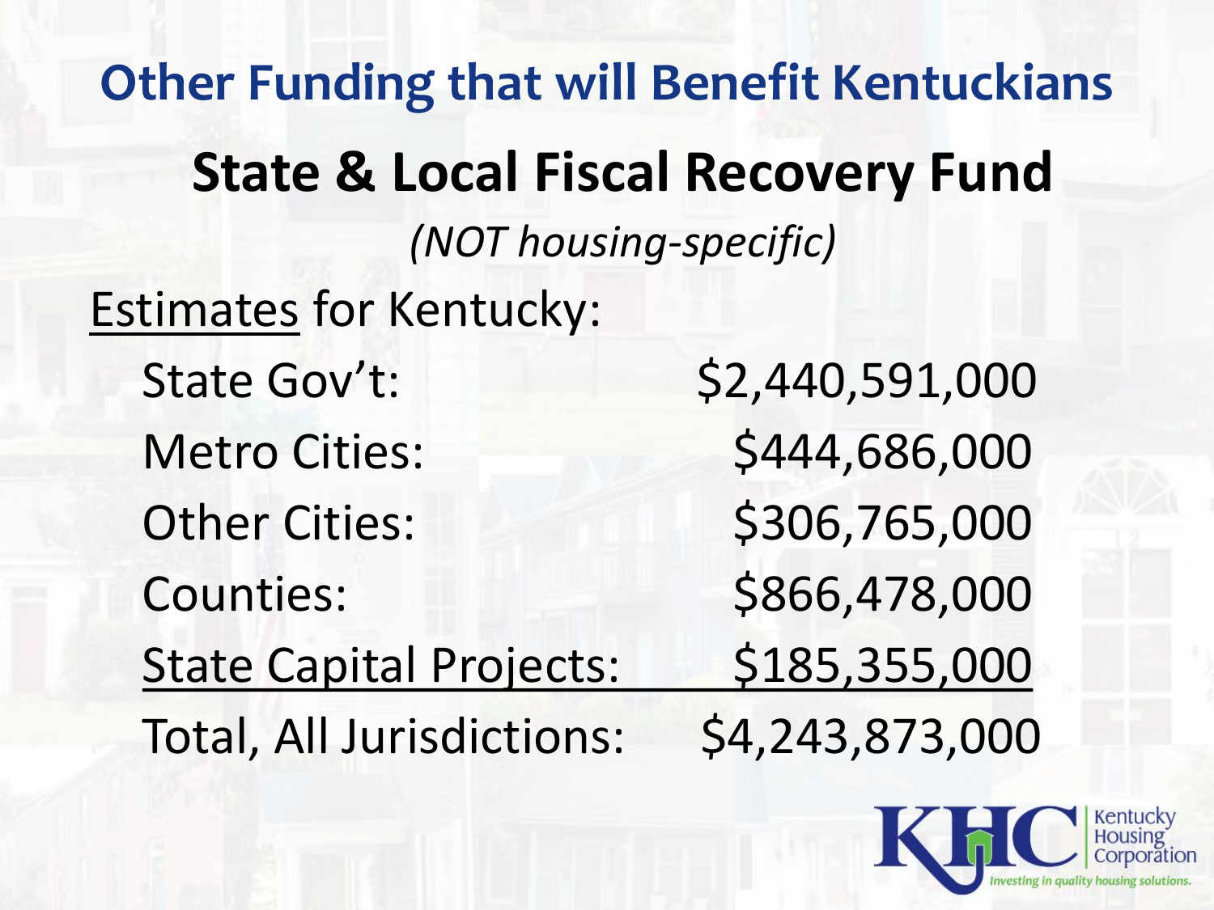# Other Funding that will Benefit Kentuckians

## State & Local Fiscal Recovery Fund

*(NOT housing-specific)*

Estimates for Kentucky:

| | |
|---|---|
| State Gov't: | $2,440,591,000 |
| Metro Cities: | $444,686,000 |
| Other Cities: | $306,765,000 |
| Counties: | $866,478,000 |
| State Capital Projects: | $185,355,000 |
| Total, All Jurisdictions: | $4,243,873,000 |

KHC Kentucky Housing Corporation
*Investing in quality housing solutions.*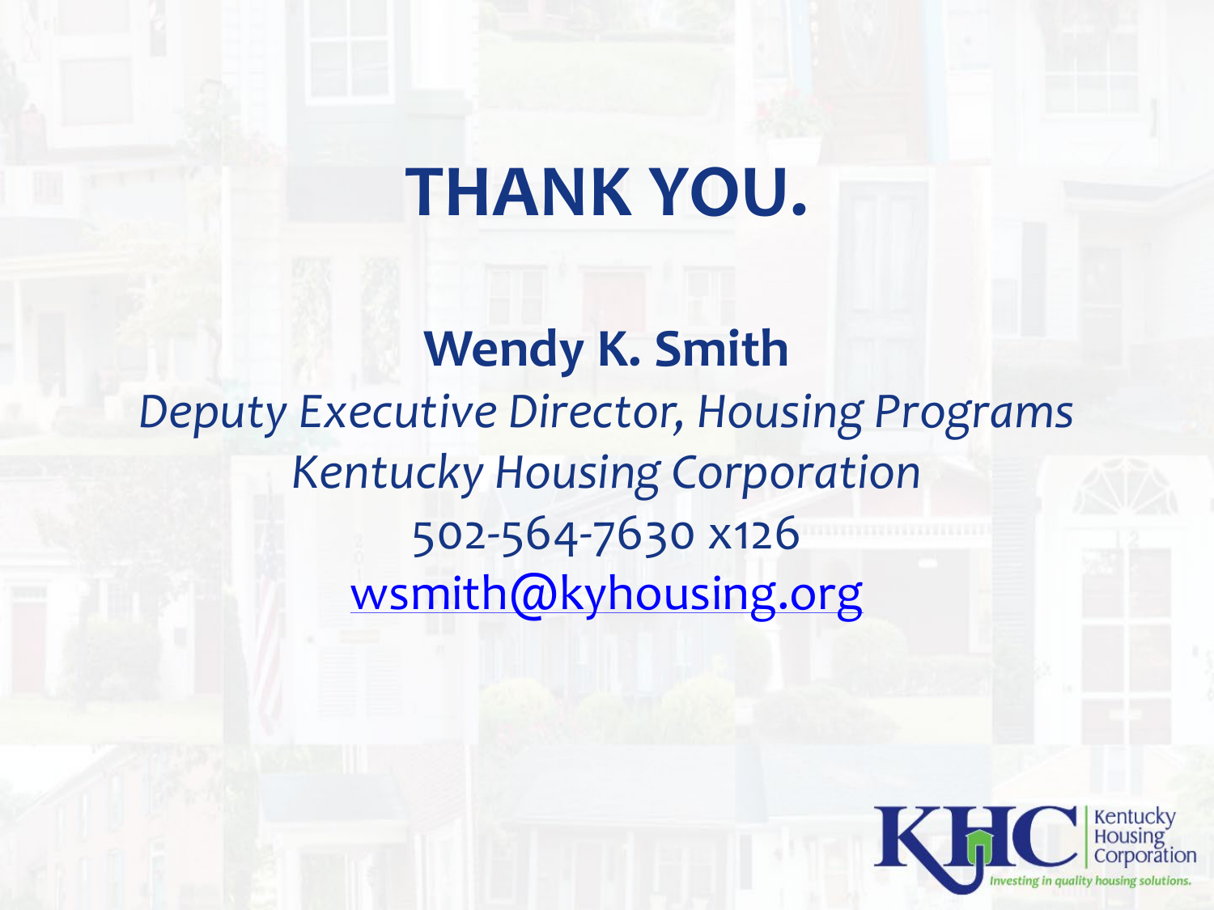# THANK YOU.

**Wendy K. Smith**

*Deputy Executive Director, Housing Programs*

*Kentucky Housing Corporation*

502-564-7630 x126

wsmith@kyhousing.org

KHC Kentucky Housing Corporation

*Investing in quality housing solutions.*